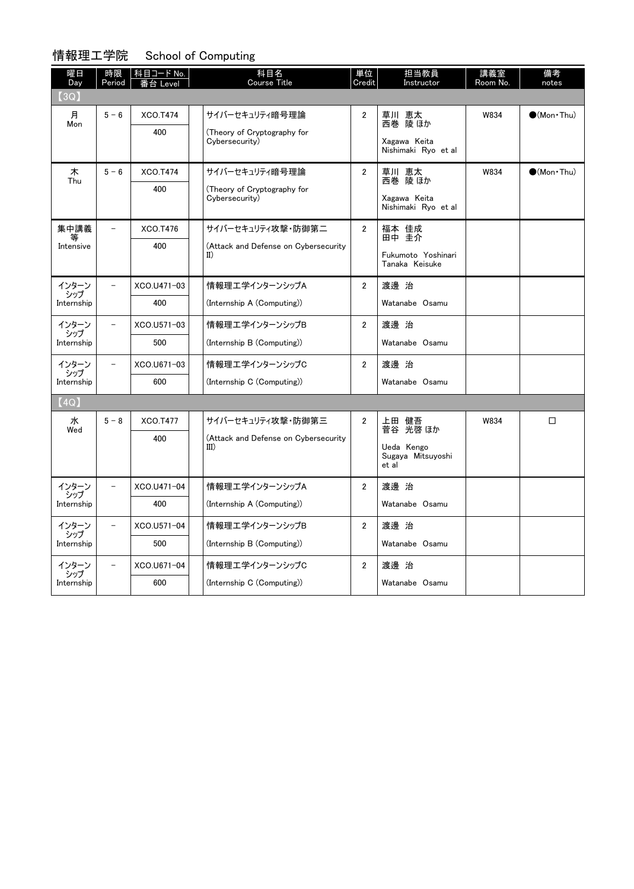## 情報理工学院　School of Computing

| 曜日 Day | 時限 Period | 科目コード No. 番台 Level | 科目名 Course Title | 単位 Credit | 担当教員 Instructor | 講義室 Room No. | 備考 notes |
|---|---|---|---|---|---|---|---|
| 【3Q】 | | | | | | | |
| 月 Mon | 5 - 6 | XCO.T474<br>400 | サイバーセキュリティ暗号理論<br>(Theory of Cryptography for Cybersecurity) | 2 | 草川 恵太<br>西巻 陵 ほか<br>Xagawa Keita<br>Nishimaki Ryo et al | W834 | ●(Mon・Thu) |
| 木 Thu | 5 - 6 | XCO.T474<br>400 | サイバーセキュリティ暗号理論<br>(Theory of Cryptography for Cybersecurity) | 2 | 草川 恵太<br>西巻 陵 ほか<br>Xagawa Keita<br>Nishimaki Ryo et al | W834 | ●(Mon・Thu) |
| 集中講義等 Intensive | − | XCO.T476<br>400 | サイバーセキュリティ攻撃・防御第二<br>(Attack and Defense on Cybersecurity II) | 2 | 福本 佳成<br>田中 圭介<br>Fukumoto Yoshinari<br>Tanaka Keisuke | | |
| インターンシップ Internship | − | XCO.U471-03<br>400 | 情報理工学インターンシップA<br>(Internship A (Computing)) | 2 | 渡邊 治<br>Watanabe Osamu | | |
| インターンシップ Internship | − | XCO.U571-03<br>500 | 情報理工学インターンシップB<br>(Internship B (Computing)) | 2 | 渡邊 治<br>Watanabe Osamu | | |
| インターンシップ Internship | − | XCO.U671-03<br>600 | 情報理工学インターンシップC<br>(Internship C (Computing)) | 2 | 渡邊 治<br>Watanabe Osamu | | |
| 【4Q】 | | | | | | | |
| 水 Wed | 5 - 8 | XCO.T477<br>400 | サイバーセキュリティ攻撃・防御第三<br>(Attack and Defense on Cybersecurity III) | 2 | 上田 健吾<br>菅谷 光啓 ほか<br>Ueda Kengo<br>Sugaya Mitsuyoshi et al | W834 | □ |
| インターンシップ Internship | − | XCO.U471-04<br>400 | 情報理工学インターンシップA<br>(Internship A (Computing)) | 2 | 渡邊 治<br>Watanabe Osamu | | |
| インターンシップ Internship | − | XCO.U571-04<br>500 | 情報理工学インターンシップB<br>(Internship B (Computing)) | 2 | 渡邊 治<br>Watanabe Osamu | | |
| インターンシップ Internship | − | XCO.U671-04<br>600 | 情報理工学インターンシップC<br>(Internship C (Computing)) | 2 | 渡邊 治<br>Watanabe Osamu | | |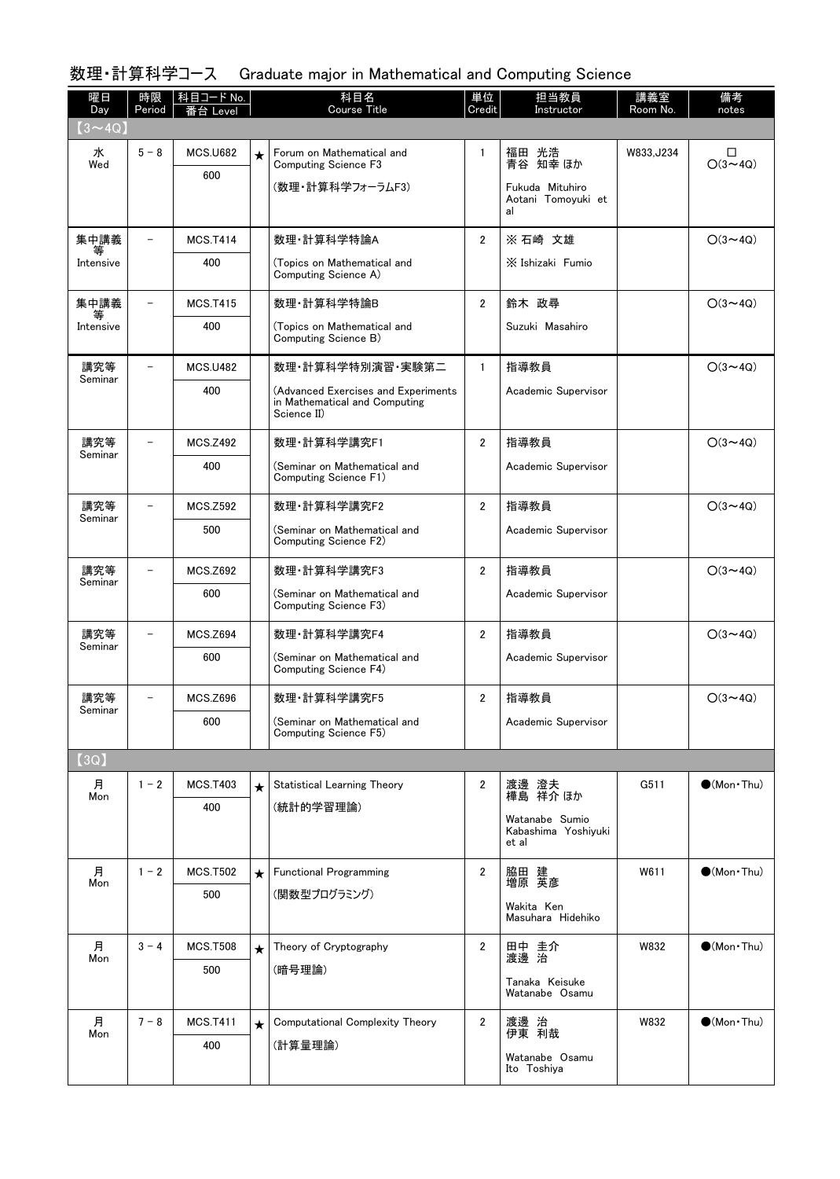## 数理・計算科学コース　Graduate major in Mathematical and Computing Science

| 曜日 Day | 時限 Period | 科目コード No. 番台 Level | | 科目名 Course Title | 単位 Credit | 担当教員 Instructor | 講義室 Room No. | 備考 notes |
|---|---|---|---|---|---|---|---|---|
| 【3～4Q】 | | | | | | | | |
| 水 Wed | 5－8 | MCS.U682 600 | ★ | Forum on Mathematical and Computing Science F3 (数理・計算科学フォーラムF3) | 1 | 福田 光浩 青谷 知幸 ほか Fukuda Mituhiro Aotani Tomoyuki et al | W833,J234 | □ ○(3～4Q) |
| 集中講義等 Intensive | － | MCS.T414 400 | | 数理・計算科学特論A (Topics on Mathematical and Computing Science A) | 2 | ※ 石崎 文雄 ※ Ishizaki Fumio | | ○(3～4Q) |
| 集中講義等 Intensive | － | MCS.T415 400 | | 数理・計算科学特論B (Topics on Mathematical and Computing Science B) | 2 | 鈴木 政尋 Suzuki Masahiro | | ○(3～4Q) |
| 講究等 Seminar | － | MCS.U482 400 | | 数理・計算科学特別演習・実験第二 (Advanced Exercises and Experiments in Mathematical and Computing Science II) | 1 | 指導教員 Academic Supervisor | | ○(3～4Q) |
| 講究等 Seminar | － | MCS.Z492 400 | | 数理・計算科学講究F1 (Seminar on Mathematical and Computing Science F1) | 2 | 指導教員 Academic Supervisor | | ○(3～4Q) |
| 講究等 Seminar | － | MCS.Z592 500 | | 数理・計算科学講究F2 (Seminar on Mathematical and Computing Science F2) | 2 | 指導教員 Academic Supervisor | | ○(3～4Q) |
| 講究等 Seminar | － | MCS.Z692 600 | | 数理・計算科学講究F3 (Seminar on Mathematical and Computing Science F3) | 2 | 指導教員 Academic Supervisor | | ○(3～4Q) |
| 講究等 Seminar | － | MCS.Z694 600 | | 数理・計算科学講究F4 (Seminar on Mathematical and Computing Science F4) | 2 | 指導教員 Academic Supervisor | | ○(3～4Q) |
| 講究等 Seminar | － | MCS.Z696 600 | | 数理・計算科学講究F5 (Seminar on Mathematical and Computing Science F5) | 2 | 指導教員 Academic Supervisor | | ○(3～4Q) |
| 【3Q】 | | | | | | | | |
| 月 Mon | 1－2 | MCS.T403 400 | ★ | Statistical Learning Theory (統計的学習理論) | 2 | 渡邊 澄夫 樺島 祥介 ほか Watanabe Sumio Kabashima Yoshiyuki et al | G511 | ●(Mon・Thu) |
| 月 Mon | 1－2 | MCS.T502 500 | ★ | Functional Programming (関数型プログラミング) | 2 | 脇田 建 増原 英彦 Wakita Ken Masuhara Hidehiko | W611 | ●(Mon・Thu) |
| 月 Mon | 3－4 | MCS.T508 500 | ★ | Theory of Cryptography (暗号理論) | 2 | 田中 圭介 渡邊 治 Tanaka Keisuke Watanabe Osamu | W832 | ●(Mon・Thu) |
| 月 Mon | 7－8 | MCS.T411 400 | ★ | Computational Complexity Theory (計算量理論) | 2 | 渡邊 治 伊東 利哉 Watanabe Osamu Ito Toshiya | W832 | ●(Mon・Thu) |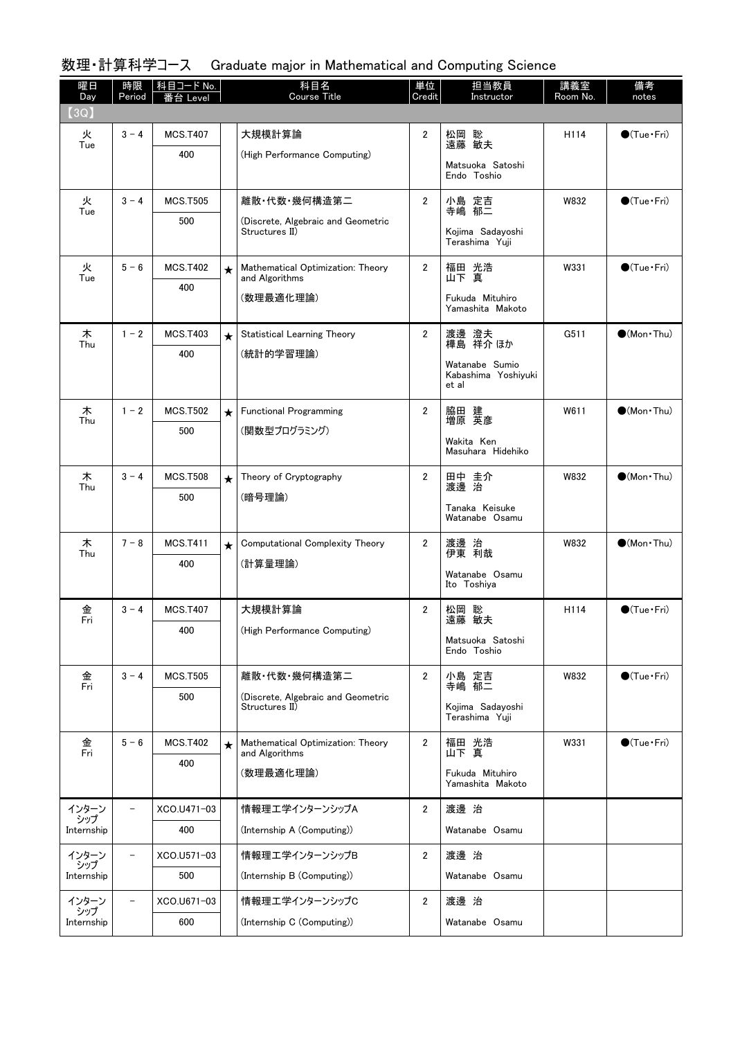## 数理・計算科学コース　Graduate major in Mathematical and Computing Science

| 曜日 Day | 時限 Period | 科目コード No. 番台 Level | | 科目名 Course Title | 単位 Credit | 担当教員 Instructor | 講義室 Room No. | 備考 notes |
|---|---|---|---|---|---|---|---|---|
| 【3Q】 | | | | | | | | |
| 火 Tue | 3－4 | MCS.T407 400 | | 大規模計算論 (High Performance Computing) | 2 | 松岡 聡 遠藤 敏夫 Matsuoka Satoshi Endo Toshio | H114 | ●(Tue・Fri) |
| 火 Tue | 3－4 | MCS.T505 500 | | 離散・代数・幾何構造第二 (Discrete, Algebraic and Geometric Structures II) | 2 | 小島 定吉 寺嶋 郁二 Kojima Sadayoshi Terashima Yuji | W832 | ●(Tue・Fri) |
| 火 Tue | 5－6 | MCS.T402 400 | ★ | Mathematical Optimization: Theory and Algorithms (数理最適化理論) | 2 | 福田 光浩 山下 真 Fukuda Mituhiro Yamashita Makoto | W331 | ●(Tue・Fri) |
| 木 Thu | 1－2 | MCS.T403 400 | ★ | Statistical Learning Theory (統計的学習理論) | 2 | 渡邊 澄夫 樺島 祥介 ほか Watanabe Sumio Kabashima Yoshiyuki et al | G511 | ●(Mon・Thu) |
| 木 Thu | 1－2 | MCS.T502 500 | ★ | Functional Programming (関数型プログラミング) | 2 | 脇田 建 増原 英彦 Wakita Ken Masuhara Hidehiko | W611 | ●(Mon・Thu) |
| 木 Thu | 3－4 | MCS.T508 500 | ★ | Theory of Cryptography (暗号理論) | 2 | 田中 圭介 渡邊 治 Tanaka Keisuke Watanabe Osamu | W832 | ●(Mon・Thu) |
| 木 Thu | 7－8 | MCS.T411 400 | ★ | Computational Complexity Theory (計算量理論) | 2 | 渡邊 治 伊東 利哉 Watanabe Osamu Ito Toshiya | W832 | ●(Mon・Thu) |
| 金 Fri | 3－4 | MCS.T407 400 | | 大規模計算論 (High Performance Computing) | 2 | 松岡 聡 遠藤 敏夫 Matsuoka Satoshi Endo Toshio | H114 | ●(Tue・Fri) |
| 金 Fri | 3－4 | MCS.T505 500 | | 離散・代数・幾何構造第二 (Discrete, Algebraic and Geometric Structures II) | 2 | 小島 定吉 寺嶋 郁二 Kojima Sadayoshi Terashima Yuji | W832 | ●(Tue・Fri) |
| 金 Fri | 5－6 | MCS.T402 400 | ★ | Mathematical Optimization: Theory and Algorithms (数理最適化理論) | 2 | 福田 光浩 山下 真 Fukuda Mituhiro Yamashita Makoto | W331 | ●(Tue・Fri) |
| インターンシップ Internship | － | XCO.U471-03 400 | | 情報理工学インターンシップA (Internship A (Computing)) | 2 | 渡邊 治 Watanabe Osamu | | |
| インターンシップ Internship | － | XCO.U571-03 500 | | 情報理工学インターンシップB (Internship B (Computing)) | 2 | 渡邊 治 Watanabe Osamu | | |
| インターンシップ Internship | － | XCO.U671-03 600 | | 情報理工学インターンシップC (Internship C (Computing)) | 2 | 渡邊 治 Watanabe Osamu | | |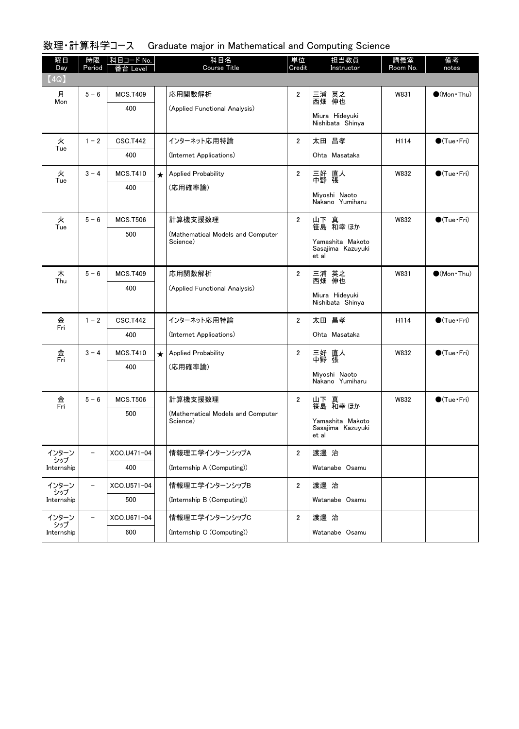# 数理・計算科学コース　Graduate major in Mathematical and Computing Science

| 曜日 Day | 時限 Period | 科目コード No. 番台 Level | | 科目名 Course Title | 単位 Credit | 担当教員 Instructor | 講義室 Room No. | 備考 notes |
|---|---|---|---|---|---|---|---|---|
| 【4Q】 | | | | | | | | |
| 月 Mon | 5 － 6 | MCS.T409 400 | | 応用関数解析 (Applied Functional Analysis) | 2 | 三浦 英之 西畑 伸也 Miura Hideyuki Nishibata Shinya | W831 | ●(Mon・Thu) |
| 火 Tue | 1 － 2 | CSC.T442 400 | | インターネット応用特論 (Internet Applications) | 2 | 太田 昌孝 Ohta Masataka | H114 | ●(Tue・Fri) |
| 火 Tue | 3 － 4 | MCS.T410 400 | ★ | Applied Probability (応用確率論) | 2 | 三好 直人 中野 張 Miyoshi Naoto Nakano Yumiharu | W832 | ●(Tue・Fri) |
| 火 Tue | 5 － 6 | MCS.T506 500 | | 計算機支援数理 (Mathematical Models and Computer Science) | 2 | 山下 真 笹島 和幸 ほか Yamashita Makoto Sasajima Kazuyuki et al | W832 | ●(Tue・Fri) |
| 木 Thu | 5 － 6 | MCS.T409 400 | | 応用関数解析 (Applied Functional Analysis) | 2 | 三浦 英之 西畑 伸也 Miura Hideyuki Nishibata Shinya | W831 | ●(Mon・Thu) |
| 金 Fri | 1 － 2 | CSC.T442 400 | | インターネット応用特論 (Internet Applications) | 2 | 太田 昌孝 Ohta Masataka | H114 | ●(Tue・Fri) |
| 金 Fri | 3 － 4 | MCS.T410 400 | ★ | Applied Probability (応用確率論) | 2 | 三好 直人 中野 張 Miyoshi Naoto Nakano Yumiharu | W832 | ●(Tue・Fri) |
| 金 Fri | 5 － 6 | MCS.T506 500 | | 計算機支援数理 (Mathematical Models and Computer Science) | 2 | 山下 真 笹島 和幸 ほか Yamashita Makoto Sasajima Kazuyuki et al | W832 | ●(Tue・Fri) |
| インターンシップ Internship | － | XCO.U471-04 400 | | 情報理工学インターンシップA (Internship A (Computing)) | 2 | 渡邊 治 Watanabe Osamu | | |
| インターンシップ Internship | － | XCO.U571-04 500 | | 情報理工学インターンシップB (Internship B (Computing)) | 2 | 渡邊 治 Watanabe Osamu | | |
| インターンシップ Internship | － | XCO.U671-04 600 | | 情報理工学インターンシップC (Internship C (Computing)) | 2 | 渡邊 治 Watanabe Osamu | | |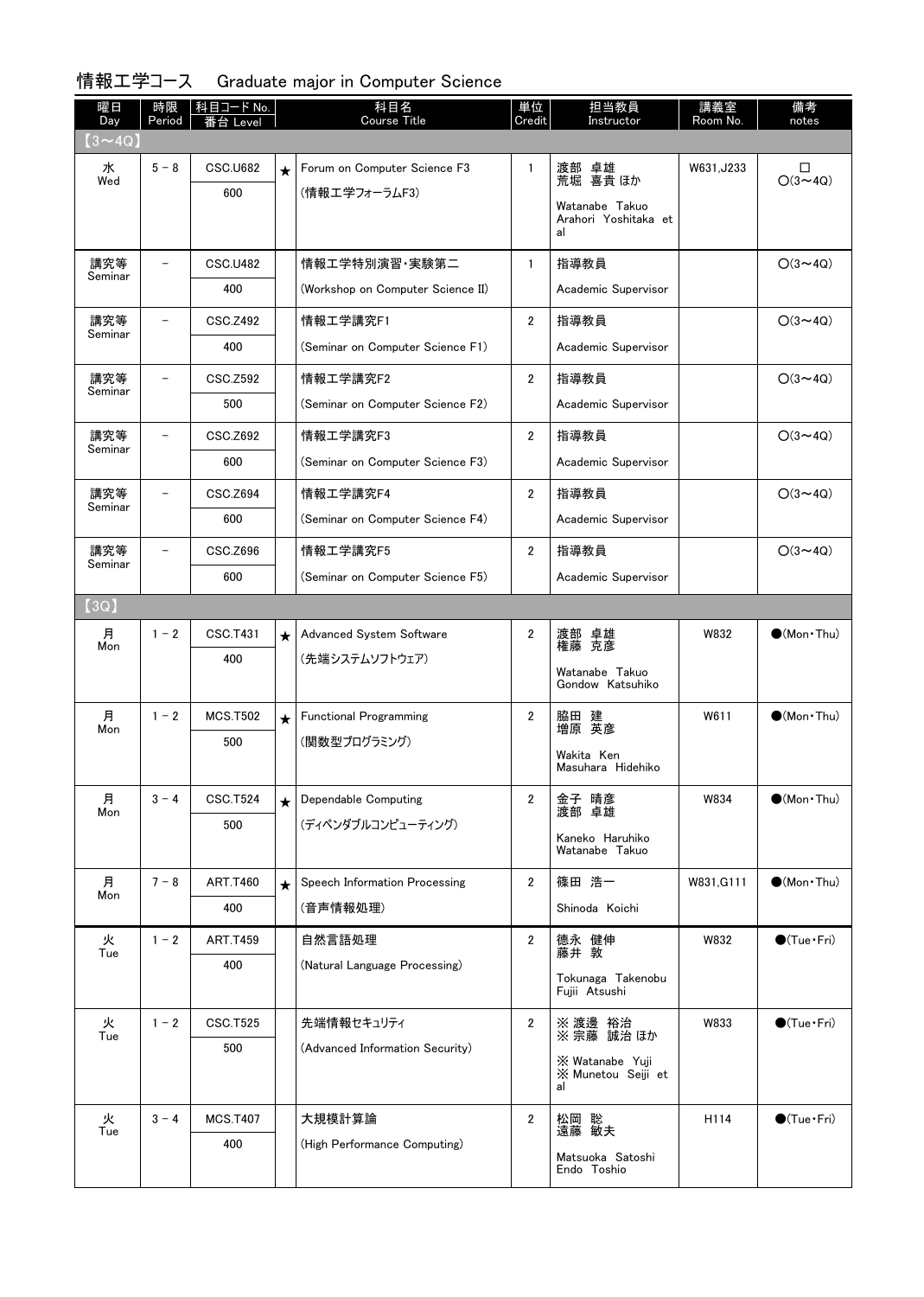## 情報工学コース　Graduate major in Computer Science

| 曜日 Day | 時限 Period | 科目コード No. 番台 Level | | 科目名 Course Title | 単位 Credit | 担当教員 Instructor | 講義室 Room No. | 備考 notes |
|---|---|---|---|---|---|---|---|---|
| 【3～4Q】 | | | | | | | | |
| 水 Wed | 5－8 | CSC.U682 600 | ★ | Forum on Computer Science F3 (情報工学フォーラムF3) | 1 | 渡部 卓雄 荒堀 喜貴 ほか Watanabe Takuo Arahori Yoshitaka et al | W631,J233 | □ ○(3～4Q) |
| 講究等 Seminar | － | CSC.U482 400 | | 情報工学特別演習・実験第二 (Workshop on Computer Science II) | 1 | 指導教員 Academic Supervisor | | ○(3～4Q) |
| 講究等 Seminar | － | CSC.Z492 400 | | 情報工学講究F1 (Seminar on Computer Science F1) | 2 | 指導教員 Academic Supervisor | | ○(3～4Q) |
| 講究等 Seminar | － | CSC.Z592 500 | | 情報工学講究F2 (Seminar on Computer Science F2) | 2 | 指導教員 Academic Supervisor | | ○(3～4Q) |
| 講究等 Seminar | － | CSC.Z692 600 | | 情報工学講究F3 (Seminar on Computer Science F3) | 2 | 指導教員 Academic Supervisor | | ○(3～4Q) |
| 講究等 Seminar | － | CSC.Z694 600 | | 情報工学講究F4 (Seminar on Computer Science F4) | 2 | 指導教員 Academic Supervisor | | ○(3～4Q) |
| 講究等 Seminar | － | CSC.Z696 600 | | 情報工学講究F5 (Seminar on Computer Science F5) | 2 | 指導教員 Academic Supervisor | | ○(3～4Q) |
| 【3Q】 | | | | | | | | |
| 月 Mon | 1－2 | CSC.T431 400 | ★ | Advanced System Software (先端システムソフトウェア) | 2 | 渡部 卓雄 権藤 克彦 Watanabe Takuo Gondow Katsuhiko | W832 | ●(Mon・Thu) |
| 月 Mon | 1－2 | MCS.T502 500 | ★ | Functional Programming (関数型プログラミング) | 2 | 脇田 建 増原 英彦 Wakita Ken Masuhara Hidehiko | W611 | ●(Mon・Thu) |
| 月 Mon | 3－4 | CSC.T524 500 | ★ | Dependable Computing (ディペンダブルコンピューティング) | 2 | 金子 晴彦 渡部 卓雄 Kaneko Haruhiko Watanabe Takuo | W834 | ●(Mon・Thu) |
| 月 Mon | 7－8 | ART.T460 400 | ★ | Speech Information Processing (音声情報処理) | 2 | 篠田 浩一 Shinoda Koichi | W831,G111 | ●(Mon・Thu) |
| 火 Tue | 1－2 | ART.T459 400 | | 自然言語処理 (Natural Language Processing) | 2 | 徳永 健伸 藤井 敦 Tokunaga Takenobu Fujii Atsushi | W832 | ●(Tue・Fri) |
| 火 Tue | 1－2 | CSC.T525 500 | | 先端情報セキュリティ (Advanced Information Security) | 2 | ※ 渡邊 裕治 ※ 宗藤 誠治 ほか ※ Watanabe Yuji ※ Munetou Seiji et al | W833 | ●(Tue・Fri) |
| 火 Tue | 3－4 | MCS.T407 400 | | 大規模計算論 (High Performance Computing) | 2 | 松岡 聡 遠藤 敏夫 Matsuoka Satoshi Endo Toshio | H114 | ●(Tue・Fri) |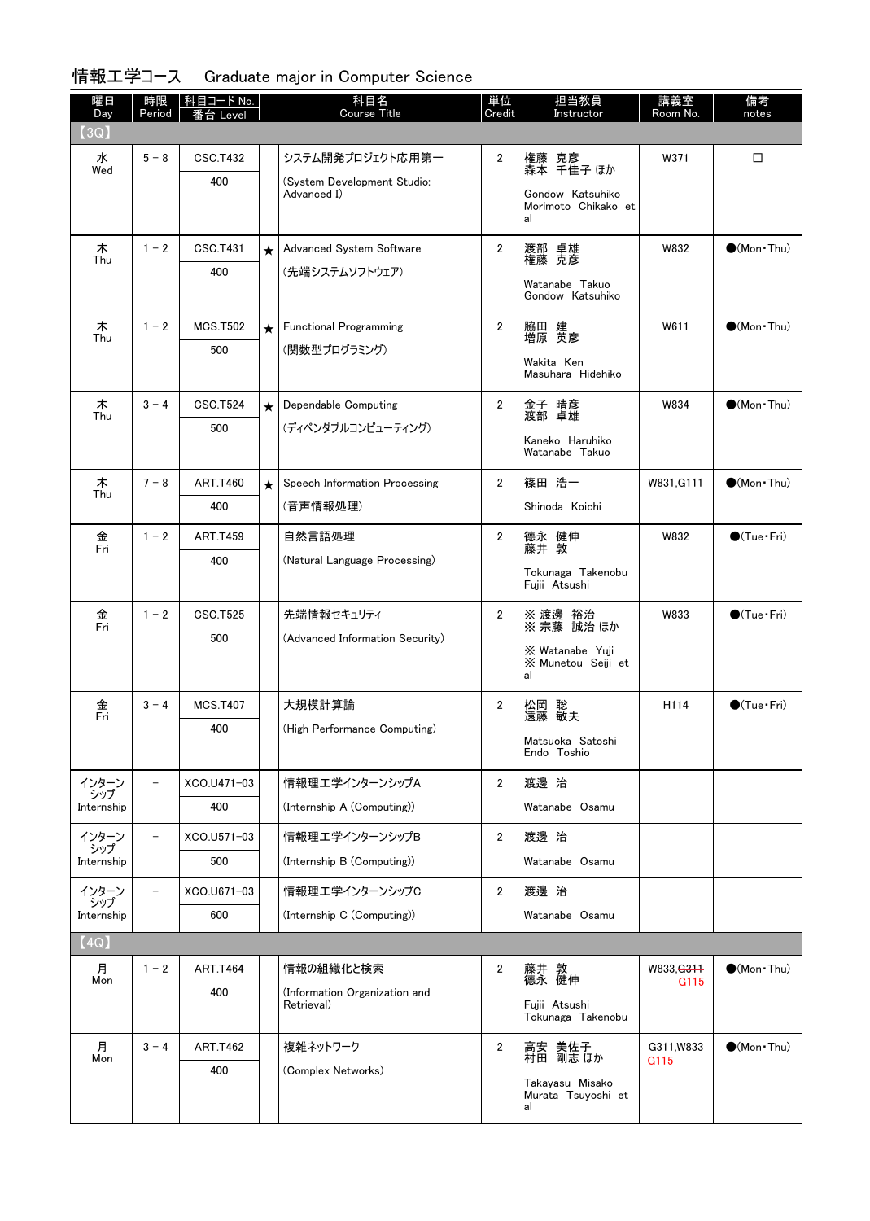## 情報工学コース　Graduate major in Computer Science

| 曜日 Day | 時限 Period | 科目コード No. 番台 Level | | 科目名 Course Title | 単位 Credit | 担当教員 Instructor | 講義室 Room No. | 備考 notes |
|---|---|---|---|---|---|---|---|---|
| 【3Q】 | | | | | | | | |
| 水 Wed | 5－8 | CSC.T432 400 | | システム開発プロジェクト応用第一 (System Development Studio: Advanced I) | 2 | 権藤 克彦 森本 千佳子 ほか Gondow Katsuhiko Morimoto Chikako et al | W371 | □ |
| 木 Thu | 1－2 | CSC.T431 400 | ★ | Advanced System Software (先端システムソフトウェア) | 2 | 渡部 卓雄 権藤 克彦 Watanabe Takuo Gondow Katsuhiko | W832 | ●(Mon・Thu) |
| 木 Thu | 1－2 | MCS.T502 500 | ★ | Functional Programming (関数型プログラミング) | 2 | 脇田 建 増原 英彦 Wakita Ken Masuhara Hidehiko | W611 | ●(Mon・Thu) |
| 木 Thu | 3－4 | CSC.T524 500 | ★ | Dependable Computing (ディペンダブルコンピューティング) | 2 | 金子 晴彦 渡部 卓雄 Kaneko Haruhiko Watanabe Takuo | W834 | ●(Mon・Thu) |
| 木 Thu | 7－8 | ART.T460 400 | ★ | Speech Information Processing (音声情報処理) | 2 | 篠田 浩一 Shinoda Koichi | W831,G111 | ●(Mon・Thu) |
| 金 Fri | 1－2 | ART.T459 400 | | 自然言語処理 (Natural Language Processing) | 2 | 徳永 健伸 藤井 敦 Tokunaga Takenobu Fujii Atsushi | W832 | ●(Tue・Fri) |
| 金 Fri | 1－2 | CSC.T525 500 | | 先端情報セキュリティ (Advanced Information Security) | 2 | ※ 渡邊 裕治 ※ 宗藤 誠治 ほか ※ Watanabe Yuji ※ Munetou Seiji et al | W833 | ●(Tue・Fri) |
| 金 Fri | 3－4 | MCS.T407 400 | | 大規模計算論 (High Performance Computing) | 2 | 松岡 聡 遠藤 敏夫 Matsuoka Satoshi Endo Toshio | H114 | ●(Tue・Fri) |
| インターンシップ Internship | － | XCO.U471-03 400 | | 情報理工学インターンシップA (Internship A (Computing)) | 2 | 渡邊 治 Watanabe Osamu | | |
| インターンシップ Internship | － | XCO.U571-03 500 | | 情報理工学インターンシップB (Internship B (Computing)) | 2 | 渡邊 治 Watanabe Osamu | | |
| インターンシップ Internship | － | XCO.U671-03 600 | | 情報理工学インターンシップC (Internship C (Computing)) | 2 | 渡邊 治 Watanabe Osamu | | |
| 【4Q】 | | | | | | | | |
| 月 Mon | 1－2 | ART.T464 400 | | 情報の組織化と検索 (Information Organization and Retrieval) | 2 | 藤井 敦 徳永 健伸 Fujii Atsushi Tokunaga Takenobu | W833,~~G311~~ G115 | ●(Mon・Thu) |
| 月 Mon | 3－4 | ART.T462 400 | | 複雑ネットワーク (Complex Networks) | 2 | 高安 美佐子 村田 剛志 ほか Takayasu Misako Murata Tsuyoshi et al | ~~G311~~,W833 G115 | ●(Mon・Thu) |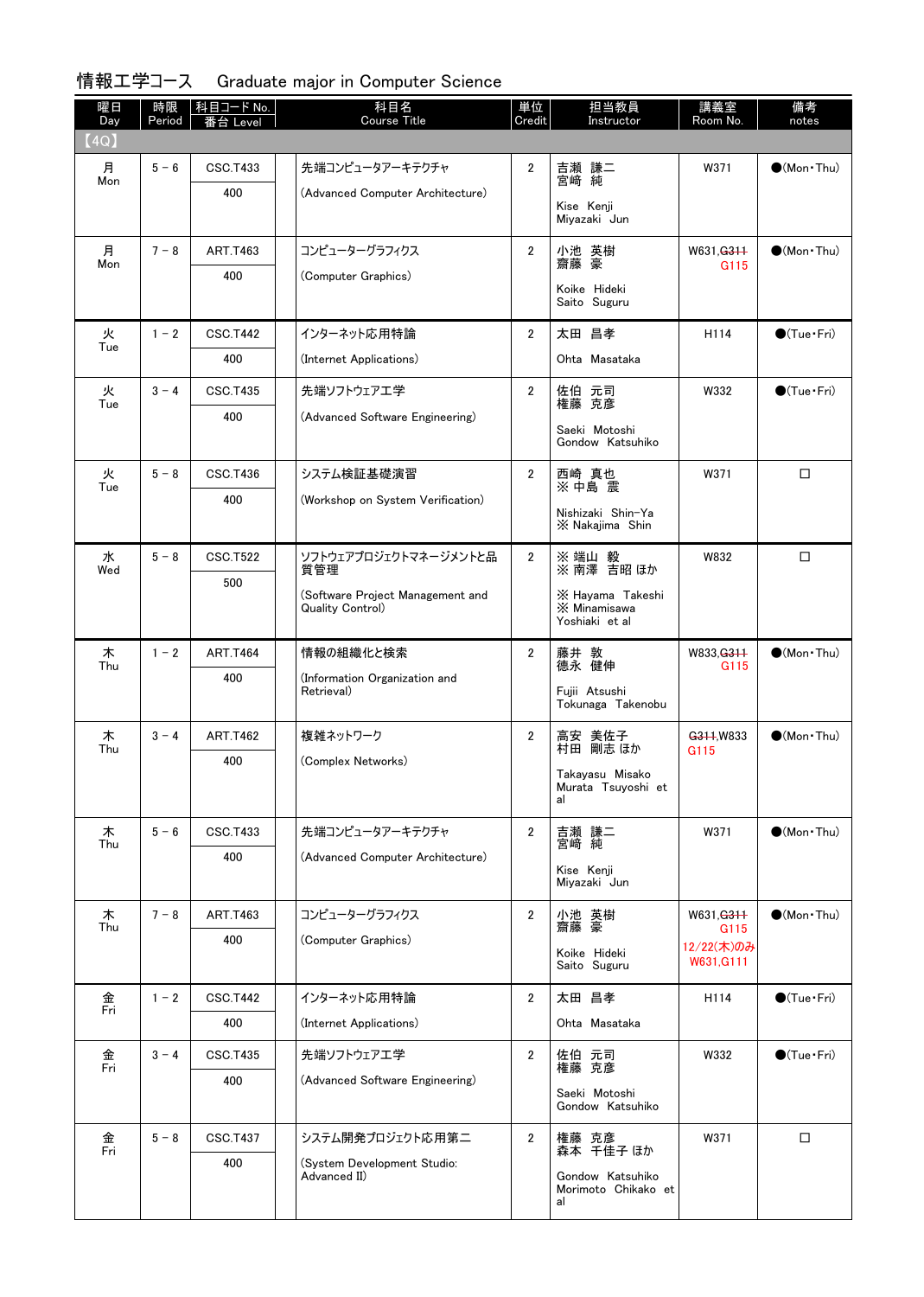# 情報工学コース　Graduate major in Computer Science

| 曜日 Day | 時限 Period | 科目コード No. 番台 Level | | 科目名 Course Title | 単位 Credit | 担当教員 Instructor | 講義室 Room No. | 備考 notes |
|---|---|---|---|---|---|---|---|---|
| 【4Q】 | | | | | | | | |
| 月 Mon | 5－6 | CSC.T433 400 | | 先端コンピュータアーキテクチャ (Advanced Computer Architecture) | 2 | 吉瀬　謙二 宮﨑　純 Kise Kenji Miyazaki Jun | W371 | ●(Mon・Thu) |
| 月 Mon | 7－8 | ART.T463 400 | | コンピューターグラフィクス (Computer Graphics) | 2 | 小池　英樹 齋藤　豪 Koike Hideki Saito Suguru | W631,~~G311~~ G115 | ●(Mon・Thu) |
| 火 Tue | 1－2 | CSC.T442 400 | | インターネット応用特論 (Internet Applications) | 2 | 太田　昌孝 Ohta Masataka | H114 | ●(Tue・Fri) |
| 火 Tue | 3－4 | CSC.T435 400 | | 先端ソフトウェア工学 (Advanced Software Engineering) | 2 | 佐伯　元司 権藤　克彦 Saeki Motoshi Gondow Katsuhiko | W332 | ●(Tue・Fri) |
| 火 Tue | 5－8 | CSC.T436 400 | | システム検証基礎演習 (Workshop on System Verification) | 2 | 西崎　真也 ※ 中島　震 Nishizaki Shin-Ya ※ Nakajima Shin | W371 | □ |
| 水 Wed | 5－8 | CSC.T522 500 | | ソフトウェアプロジェクトマネージメントと品質管理 (Software Project Management and Quality Control) | 2 | ※ 端山　毅 ※ 南澤　吉昭 ほか ※ Hayama Takeshi ※ Minamisawa Yoshiaki et al | W832 | □ |
| 木 Thu | 1－2 | ART.T464 400 | | 情報の組織化と検索 (Information Organization and Retrieval) | 2 | 藤井　敦 德永　健伸 Fujii Atsushi Tokunaga Takenobu | W833,~~G311~~ G115 | ●(Mon・Thu) |
| 木 Thu | 3－4 | ART.T462 400 | | 複雑ネットワーク (Complex Networks) | 2 | 高安　美佐子 村田　剛志 ほか Takayasu Misako Murata Tsuyoshi et al | ~~G311~~,W833 G115 | ●(Mon・Thu) |
| 木 Thu | 5－6 | CSC.T433 400 | | 先端コンピュータアーキテクチャ (Advanced Computer Architecture) | 2 | 吉瀬　謙二 宮﨑　純 Kise Kenji Miyazaki Jun | W371 | ●(Mon・Thu) |
| 木 Thu | 7－8 | ART.T463 400 | | コンピューターグラフィクス (Computer Graphics) | 2 | 小池　英樹 齋藤　豪 Koike Hideki Saito Suguru | W631,~~G311~~ G115 12/22(木)のみ W631,G111 | ●(Mon・Thu) |
| 金 Fri | 1－2 | CSC.T442 400 | | インターネット応用特論 (Internet Applications) | 2 | 太田　昌孝 Ohta Masataka | H114 | ●(Tue・Fri) |
| 金 Fri | 3－4 | CSC.T435 400 | | 先端ソフトウェア工学 (Advanced Software Engineering) | 2 | 佐伯　元司 権藤　克彦 Saeki Motoshi Gondow Katsuhiko | W332 | ●(Tue・Fri) |
| 金 Fri | 5－8 | CSC.T437 400 | | システム開発プロジェクト応用第二 (System Development Studio: Advanced II) | 2 | 権藤　克彦 森本　千佳子 ほか Gondow Katsuhiko Morimoto Chikako et al | W371 | □ |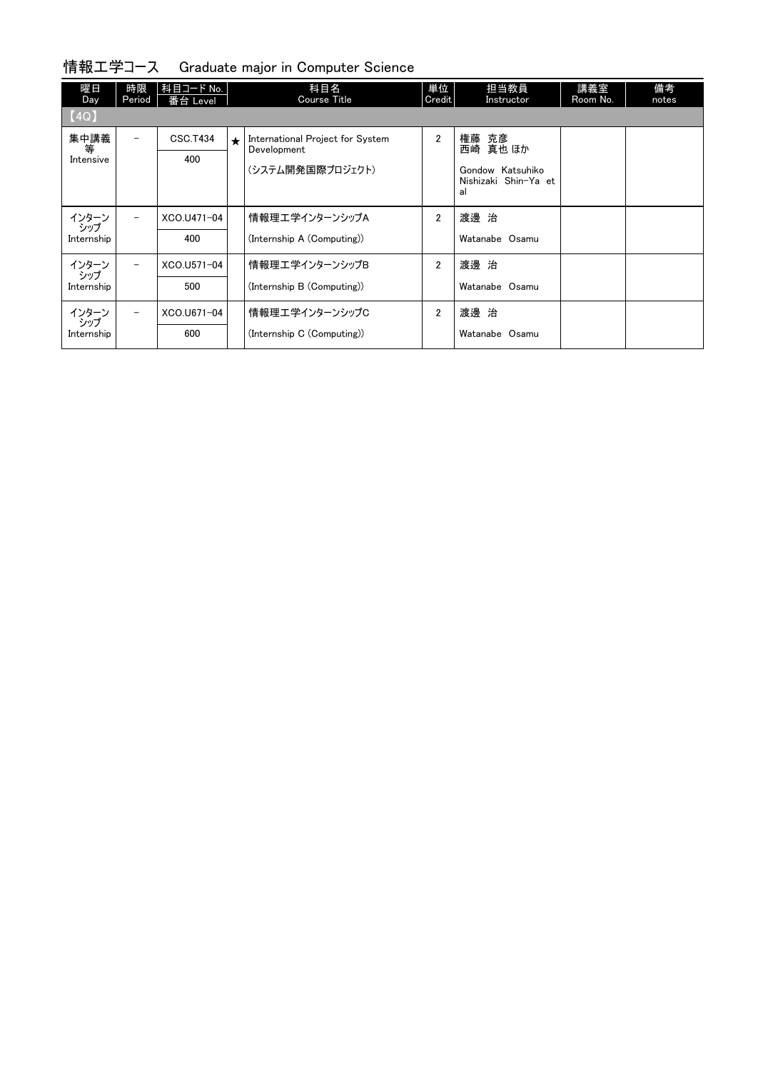## 情報工学コース　Graduate major in Computer Science

| 曜日 Day | 時限 Period | 科目コード No. 番台 Level | | 科目名 Course Title | 単位 Credit | 担当教員 Instructor | 講義室 Room No. | 備考 notes |
|---|---|---|---|---|---|---|---|---|
| 【4Q】 | | | | | | | | |
| 集中講義等 Intensive | － | CSC.T434<br>400 | ★ | International Project for System Development<br>(システム開発国際プロジェクト) | 2 | 権藤 克彦<br>西崎 真也 ほか<br>Gondow Katsuhiko<br>Nishizaki Shin-Ya et al | | |
| インターンシップ Internship | － | XCO.U471-04<br>400 | | 情報理工学インターンシップA<br>(Internship A (Computing)) | 2 | 渡邊 治<br>Watanabe Osamu | | |
| インターンシップ Internship | － | XCO.U571-04<br>500 | | 情報理工学インターンシップB<br>(Internship B (Computing)) | 2 | 渡邊 治<br>Watanabe Osamu | | |
| インターンシップ Internship | － | XCO.U671-04<br>600 | | 情報理工学インターンシップC<br>(Internship C (Computing)) | 2 | 渡邊 治<br>Watanabe Osamu | | |